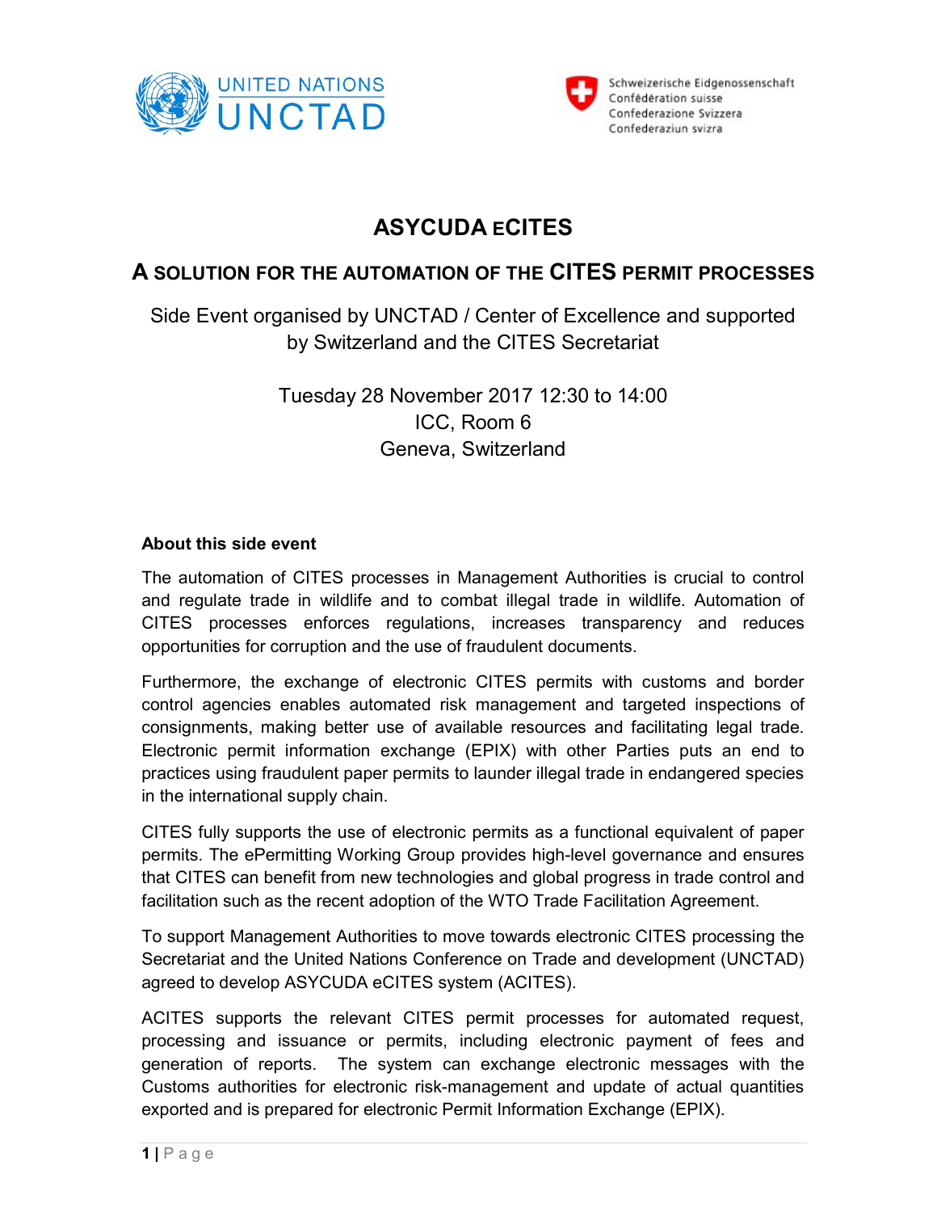UNITED NATIONS
UNCTAD

Schweizerische Eidgenossenschaft
Confédération suisse
Confederazione Svizzera
Confederaziun svizra

# ASYCUDA eCITES

## A SOLUTION FOR THE AUTOMATION OF THE CITES PERMIT PROCESSES

Side Event organised by UNCTAD / Center of Excellence and supported by Switzerland and the CITES Secretariat

Tuesday 28 November 2017 12:30 to 14:00
ICC, Room 6
Geneva, Switzerland

**About this side event**

The automation of CITES processes in Management Authorities is crucial to control and regulate trade in wildlife and to combat illegal trade in wildlife. Automation of CITES processes enforces regulations, increases transparency and reduces opportunities for corruption and the use of fraudulent documents.

Furthermore, the exchange of electronic CITES permits with customs and border control agencies enables automated risk management and targeted inspections of consignments, making better use of available resources and facilitating legal trade. Electronic permit information exchange (EPIX) with other Parties puts an end to practices using fraudulent paper permits to launder illegal trade in endangered species in the international supply chain.

CITES fully supports the use of electronic permits as a functional equivalent of paper permits. The ePermitting Working Group provides high-level governance and ensures that CITES can benefit from new technologies and global progress in trade control and facilitation such as the recent adoption of the WTO Trade Facilitation Agreement.

To support Management Authorities to move towards electronic CITES processing the Secretariat and the United Nations Conference on Trade and development (UNCTAD) agreed to develop ASYCUDA eCITES system (ACITES).

ACITES supports the relevant CITES permit processes for automated request, processing and issuance or permits, including electronic payment of fees and generation of reports. The system can exchange electronic messages with the Customs authorities for electronic risk-management and update of actual quantities exported and is prepared for electronic Permit Information Exchange (EPIX).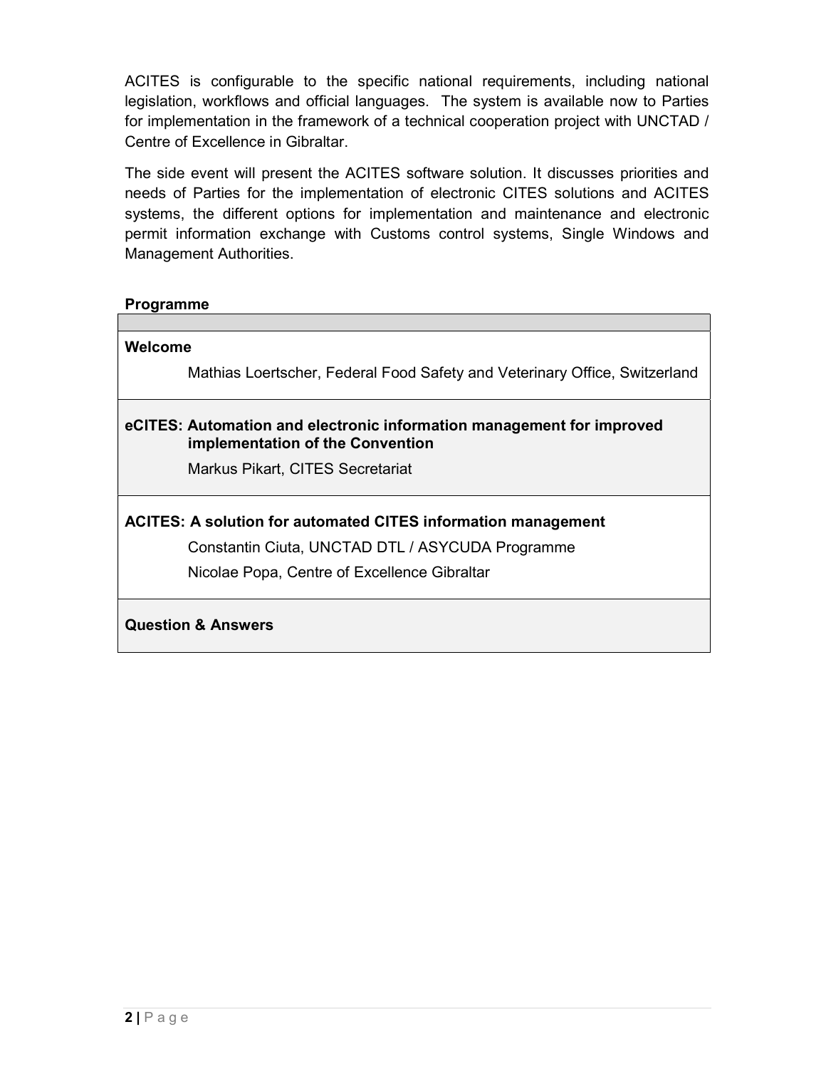ACITES is configurable to the specific national requirements, including national legislation, workflows and official languages. The system is available now to Parties for implementation in the framework of a technical cooperation project with UNCTAD / Centre of Excellence in Gibraltar.

The side event will present the ACITES software solution. It discusses priorities and needs of Parties for the implementation of electronic CITES solutions and ACITES systems, the different options for implementation and maintenance and electronic permit information exchange with Customs control systems, Single Windows and Management Authorities.

**Programme**

**Welcome**

Mathias Loertscher, Federal Food Safety and Veterinary Office, Switzerland

**eCITES: Automation and electronic information management for improved implementation of the Convention**

Markus Pikart, CITES Secretariat

**ACITES: A solution for automated CITES information management**

Constantin Ciuta, UNCTAD DTL / ASYCUDA Programme

Nicolae Popa, Centre of Excellence Gibraltar

**Question & Answers**